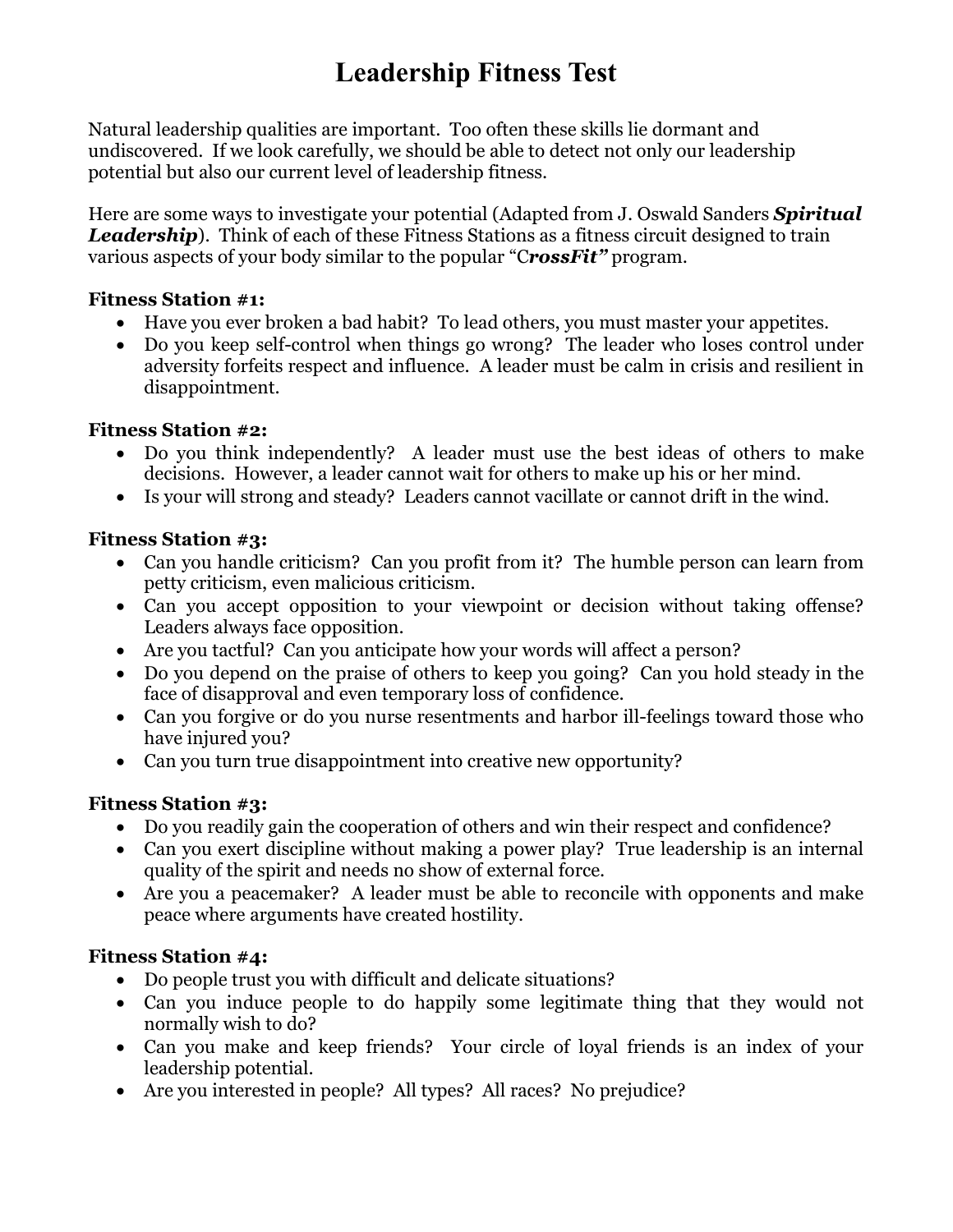# Leadership Fitness Test

Natural leadership qualities are important. Too often these skills lie dormant and undiscovered. If we look carefully, we should be able to detect not only our leadership potential but also our current level of leadership fitness.

Here are some ways to investigate your potential (Adapted from J. Oswald Sanders ***Spiritual Leadership***). Think of each of these Fitness Stations as a fitness circuit designed to train various aspects of your body similar to the popular "C***rossFit"*** program.

**Fitness Station #1:**

- Have you ever broken a bad habit? To lead others, you must master your appetites.
- Do you keep self-control when things go wrong? The leader who loses control under adversity forfeits respect and influence. A leader must be calm in crisis and resilient in disappointment.

**Fitness Station #2:**

- Do you think independently? A leader must use the best ideas of others to make decisions. However, a leader cannot wait for others to make up his or her mind.
- Is your will strong and steady? Leaders cannot vacillate or cannot drift in the wind.

**Fitness Station #3:**

- Can you handle criticism? Can you profit from it? The humble person can learn from petty criticism, even malicious criticism.
- Can you accept opposition to your viewpoint or decision without taking offense? Leaders always face opposition.
- Are you tactful? Can you anticipate how your words will affect a person?
- Do you depend on the praise of others to keep you going? Can you hold steady in the face of disapproval and even temporary loss of confidence.
- Can you forgive or do you nurse resentments and harbor ill-feelings toward those who have injured you?
- Can you turn true disappointment into creative new opportunity?

**Fitness Station #3:**

- Do you readily gain the cooperation of others and win their respect and confidence?
- Can you exert discipline without making a power play? True leadership is an internal quality of the spirit and needs no show of external force.
- Are you a peacemaker? A leader must be able to reconcile with opponents and make peace where arguments have created hostility.

**Fitness Station #4:**

- Do people trust you with difficult and delicate situations?
- Can you induce people to do happily some legitimate thing that they would not normally wish to do?
- Can you make and keep friends? Your circle of loyal friends is an index of your leadership potential.
- Are you interested in people? All types? All races? No prejudice?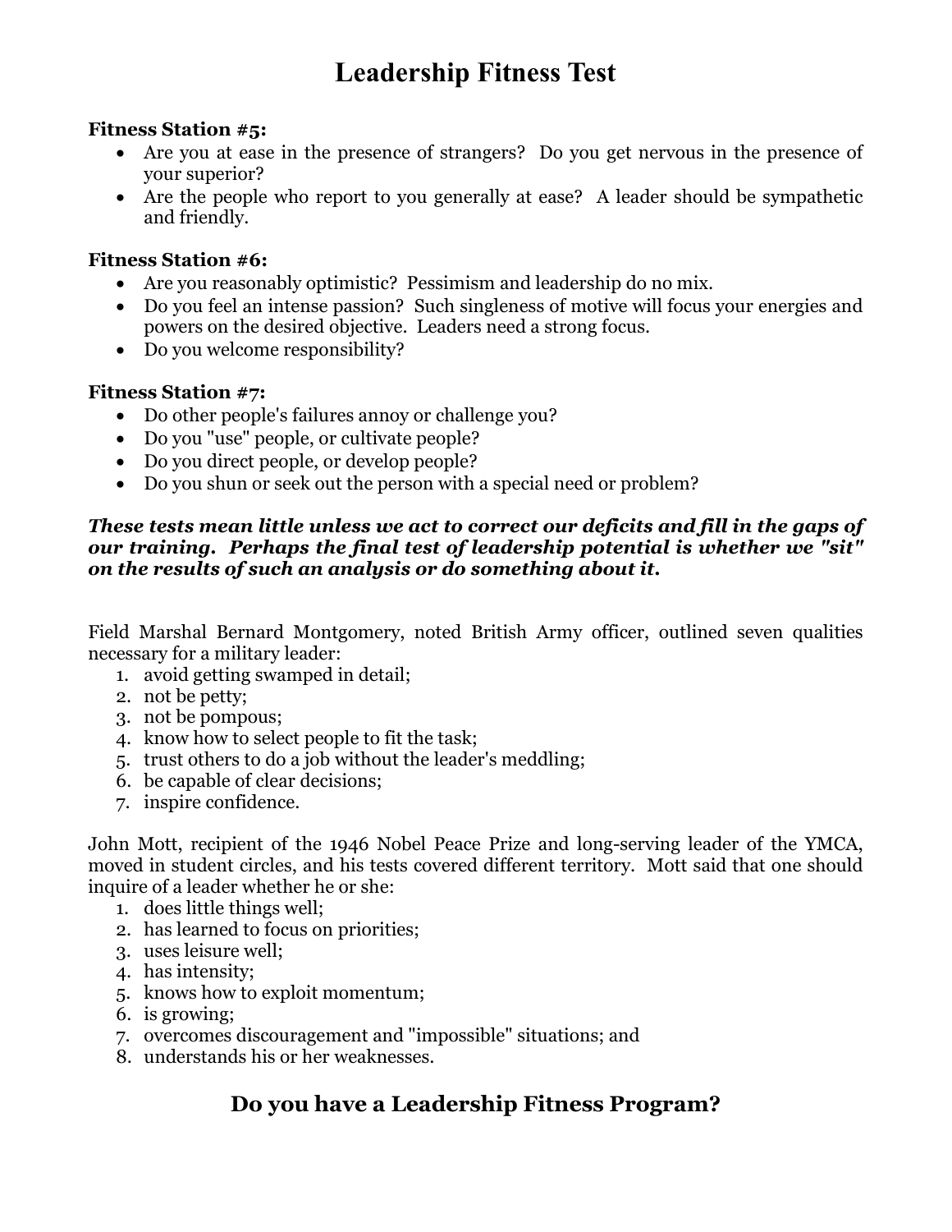# Leadership Fitness Test

**Fitness Station #5:**

- Are you at ease in the presence of strangers? Do you get nervous in the presence of your superior?
- Are the people who report to you generally at ease? A leader should be sympathetic and friendly.

**Fitness Station #6:**

- Are you reasonably optimistic? Pessimism and leadership do no mix.
- Do you feel an intense passion? Such singleness of motive will focus your energies and powers on the desired objective. Leaders need a strong focus.
- Do you welcome responsibility?

**Fitness Station #7:**

- Do other people's failures annoy or challenge you?
- Do you "use" people, or cultivate people?
- Do you direct people, or develop people?
- Do you shun or seek out the person with a special need or problem?

***These tests mean little unless we act to correct our deficits and fill in the gaps of our training. Perhaps the final test of leadership potential is whether we "sit" on the results of such an analysis or do something about it.***

Field Marshal Bernard Montgomery, noted British Army officer, outlined seven qualities necessary for a military leader:

1. avoid getting swamped in detail;
2. not be petty;
3. not be pompous;
4. know how to select people to fit the task;
5. trust others to do a job without the leader's meddling;
6. be capable of clear decisions;
7. inspire confidence.

John Mott, recipient of the 1946 Nobel Peace Prize and long-serving leader of the YMCA, moved in student circles, and his tests covered different territory. Mott said that one should inquire of a leader whether he or she:

1. does little things well;
2. has learned to focus on priorities;
3. uses leisure well;
4. has intensity;
5. knows how to exploit momentum;
6. is growing;
7. overcomes discouragement and "impossible" situations; and
8. understands his or her weaknesses.

## Do you have a Leadership Fitness Program?